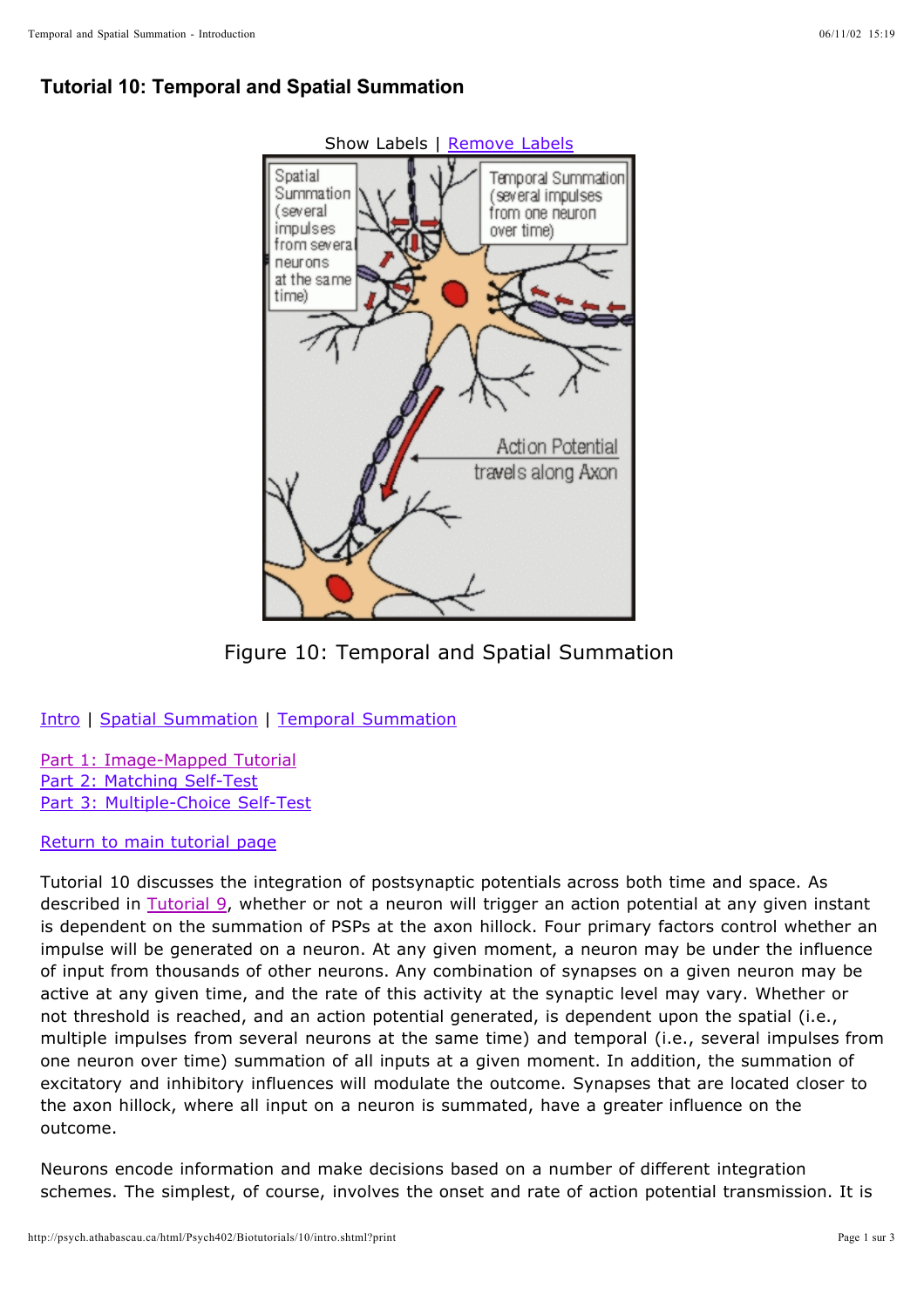# Tutorial 10: Temporal and Spatial Summation

Show Labels | Remove Labels

Figure 10: Temporal and Spatial Summation

Intro | Spatial Summation | Temporal Summation

Part 1: Image-Mapped Tutorial
Part 2: Matching Self-Test
Part 3: Multiple-Choice Self-Test

Return to main tutorial page

Tutorial 10 discusses the integration of postsynaptic potentials across both time and space. As described in Tutorial 9, whether or not a neuron will trigger an action potential at any given instant is dependent on the summation of PSPs at the axon hillock. Four primary factors control whether an impulse will be generated on a neuron. At any given moment, a neuron may be under the influence of input from thousands of other neurons. Any combination of synapses on a given neuron may be active at any given time, and the rate of this activity at the synaptic level may vary. Whether or not threshold is reached, and an action potential generated, is dependent upon the spatial (i.e., multiple impulses from several neurons at the same time) and temporal (i.e., several impulses from one neuron over time) summation of all inputs at a given moment. In addition, the summation of excitatory and inhibitory influences will modulate the outcome. Synapses that are located closer to the axon hillock, where all input on a neuron is summated, have a greater influence on the outcome.

Neurons encode information and make decisions based on a number of different integration schemes. The simplest, of course, involves the onset and rate of action potential transmission. It is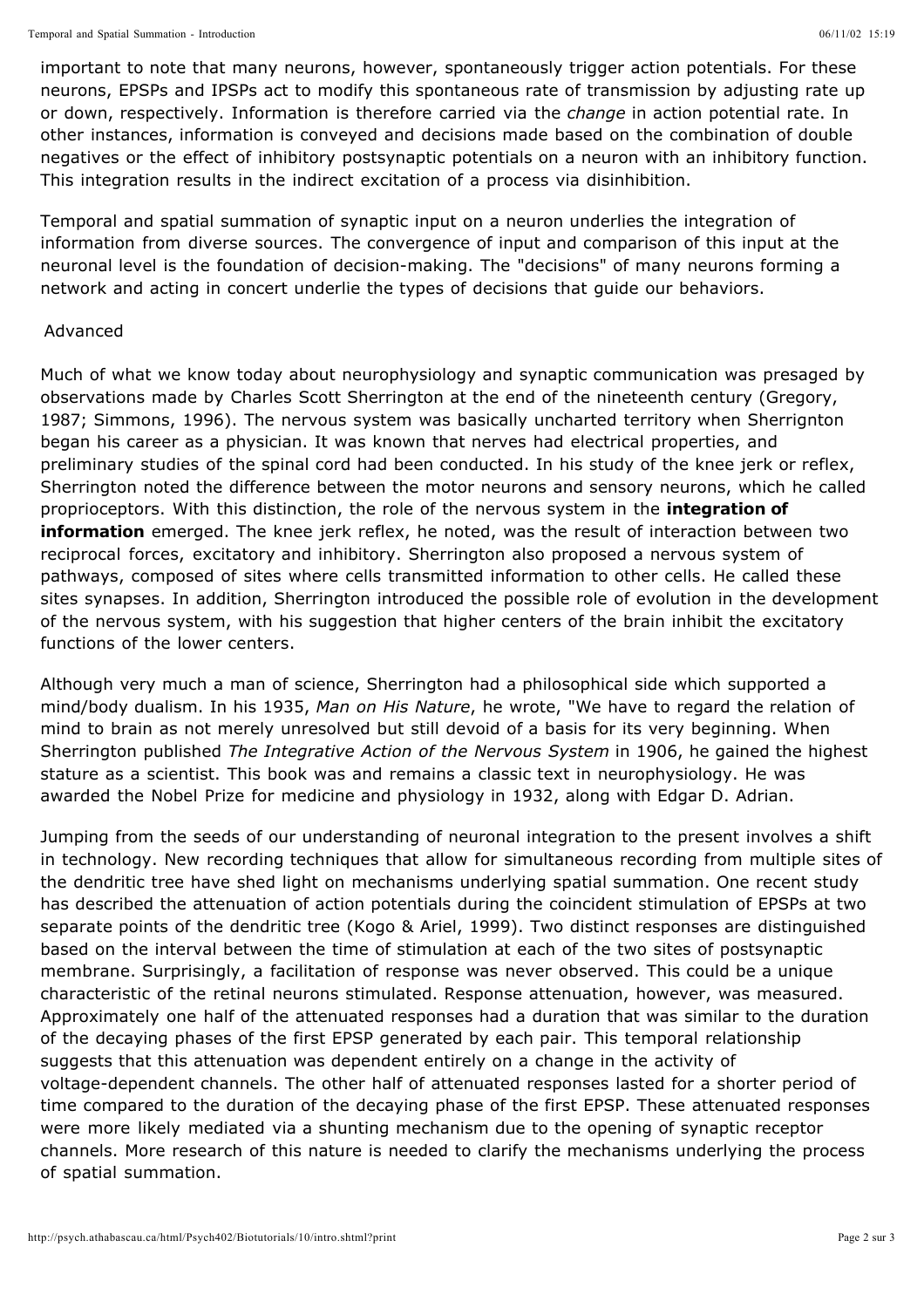important to note that many neurons, however, spontaneously trigger action potentials. For these neurons, EPSPs and IPSPs act to modify this spontaneous rate of transmission by adjusting rate up or down, respectively. Information is therefore carried via the *change* in action potential rate. In other instances, information is conveyed and decisions made based on the combination of double negatives or the effect of inhibitory postsynaptic potentials on a neuron with an inhibitory function. This integration results in the indirect excitation of a process via disinhibition.

Temporal and spatial summation of synaptic input on a neuron underlies the integration of information from diverse sources. The convergence of input and comparison of this input at the neuronal level is the foundation of decision-making. The "decisions" of many neurons forming a network and acting in concert underlie the types of decisions that guide our behaviors.

## Advanced

Much of what we know today about neurophysiology and synaptic communication was presaged by observations made by Charles Scott Sherrington at the end of the nineteenth century (Gregory, 1987; Simmons, 1996). The nervous system was basically uncharted territory when Sherrignton began his career as a physician. It was known that nerves had electrical properties, and preliminary studies of the spinal cord had been conducted. In his study of the knee jerk or reflex, Sherrington noted the difference between the motor neurons and sensory neurons, which he called proprioceptors. With this distinction, the role of the nervous system in the **integration of information** emerged. The knee jerk reflex, he noted, was the result of interaction between two reciprocal forces, excitatory and inhibitory. Sherrington also proposed a nervous system of pathways, composed of sites where cells transmitted information to other cells. He called these sites synapses. In addition, Sherrington introduced the possible role of evolution in the development of the nervous system, with his suggestion that higher centers of the brain inhibit the excitatory functions of the lower centers.

Although very much a man of science, Sherrington had a philosophical side which supported a mind/body dualism. In his 1935, *Man on His Nature*, he wrote, "We have to regard the relation of mind to brain as not merely unresolved but still devoid of a basis for its very beginning. When Sherrington published *The Integrative Action of the Nervous System* in 1906, he gained the highest stature as a scientist. This book was and remains a classic text in neurophysiology. He was awarded the Nobel Prize for medicine and physiology in 1932, along with Edgar D. Adrian.

Jumping from the seeds of our understanding of neuronal integration to the present involves a shift in technology. New recording techniques that allow for simultaneous recording from multiple sites of the dendritic tree have shed light on mechanisms underlying spatial summation. One recent study has described the attenuation of action potentials during the coincident stimulation of EPSPs at two separate points of the dendritic tree (Kogo & Ariel, 1999). Two distinct responses are distinguished based on the interval between the time of stimulation at each of the two sites of postsynaptic membrane. Surprisingly, a facilitation of response was never observed. This could be a unique characteristic of the retinal neurons stimulated. Response attenuation, however, was measured. Approximately one half of the attenuated responses had a duration that was similar to the duration of the decaying phases of the first EPSP generated by each pair. This temporal relationship suggests that this attenuation was dependent entirely on a change in the activity of voltage-dependent channels. The other half of attenuated responses lasted for a shorter period of time compared to the duration of the decaying phase of the first EPSP. These attenuated responses were more likely mediated via a shunting mechanism due to the opening of synaptic receptor channels. More research of this nature is needed to clarify the mechanisms underlying the process of spatial summation.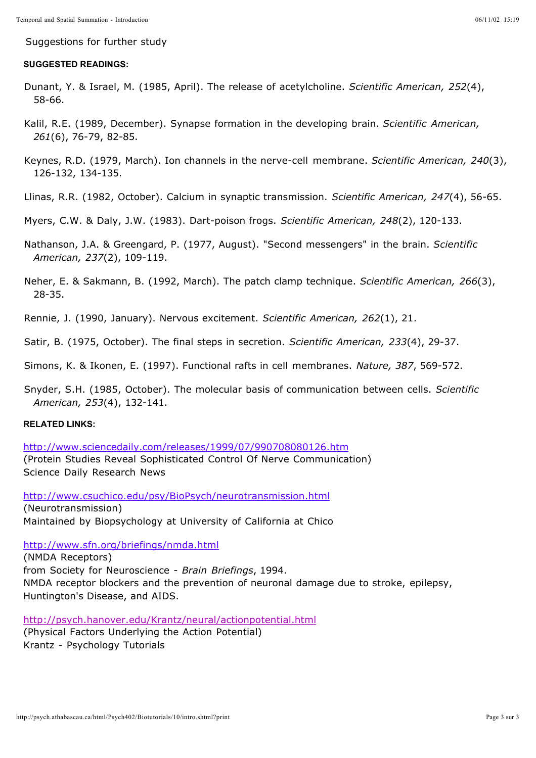Suggestions for further study

**SUGGESTED READINGS:**

Dunant, Y. & Israel, M. (1985, April). The release of acetylcholine. *Scientific American, 252*(4), 58-66.

Kalil, R.E. (1989, December). Synapse formation in the developing brain. *Scientific American, 261*(6), 76-79, 82-85.

Keynes, R.D. (1979, March). Ion channels in the nerve-cell membrane. *Scientific American, 240*(3), 126-132, 134-135.

Llinas, R.R. (1982, October). Calcium in synaptic transmission. *Scientific American, 247*(4), 56-65.

Myers, C.W. & Daly, J.W. (1983). Dart-poison frogs. *Scientific American, 248*(2), 120-133.

Nathanson, J.A. & Greengard, P. (1977, August). "Second messengers" in the brain. *Scientific American, 237*(2), 109-119.

Neher, E. & Sakmann, B. (1992, March). The patch clamp technique. *Scientific American, 266*(3), 28-35.

Rennie, J. (1990, January). Nervous excitement. *Scientific American, 262*(1), 21.

Satir, B. (1975, October). The final steps in secretion. *Scientific American, 233*(4), 29-37.

Simons, K. & Ikonen, E. (1997). Functional rafts in cell membranes. *Nature, 387*, 569-572.

Snyder, S.H. (1985, October). The molecular basis of communication between cells. *Scientific American, 253*(4), 132-141.

**RELATED LINKS:**

http://www.sciencedaily.com/releases/1999/07/990708080126.htm
(Protein Studies Reveal Sophisticated Control Of Nerve Communication)
Science Daily Research News

http://www.csuchico.edu/psy/BioPsych/neurotransmission.html
(Neurotransmission)
Maintained by Biopsychology at University of California at Chico

http://www.sfn.org/briefings/nmda.html
(NMDA Receptors)
from Society for Neuroscience - *Brain Briefings*, 1994.
NMDA receptor blockers and the prevention of neuronal damage due to stroke, epilepsy, Huntington's Disease, and AIDS.

http://psych.hanover.edu/Krantz/neural/actionpotential.html
(Physical Factors Underlying the Action Potential)
Krantz - Psychology Tutorials